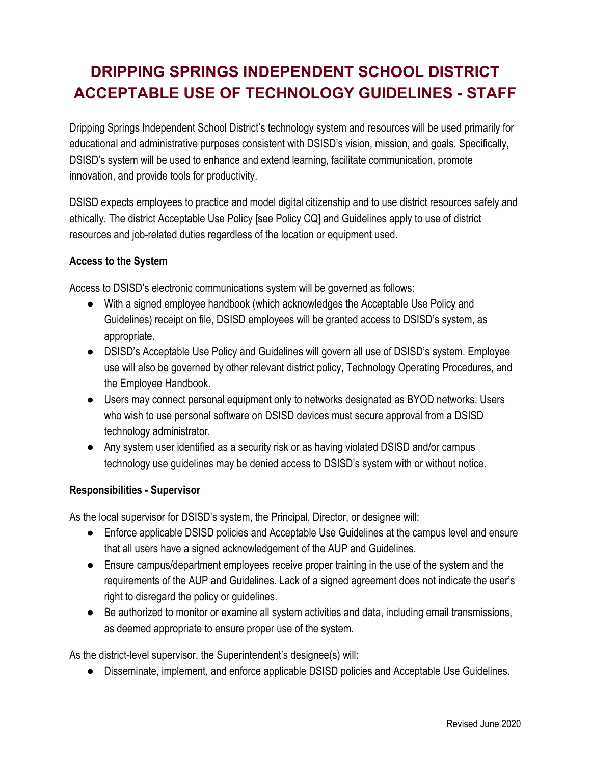# DRIPPING SPRINGS INDEPENDENT SCHOOL DISTRICT ACCEPTABLE USE OF TECHNOLOGY GUIDELINES - STAFF

Dripping Springs Independent School District's technology system and resources will be used primarily for educational and administrative purposes consistent with DSISD's vision, mission, and goals. Specifically, DSISD's system will be used to enhance and extend learning, facilitate communication, promote innovation, and provide tools for productivity.

DSISD expects employees to practice and model digital citizenship and to use district resources safely and ethically. The district Acceptable Use Policy [see Policy CQ] and Guidelines apply to use of district resources and job-related duties regardless of the location or equipment used.

**Access to the System**

Access to DSISD's electronic communications system will be governed as follows:

- With a signed employee handbook (which acknowledges the Acceptable Use Policy and Guidelines) receipt on file, DSISD employees will be granted access to DSISD's system, as appropriate.
- DSISD's Acceptable Use Policy and Guidelines will govern all use of DSISD's system. Employee use will also be governed by other relevant district policy, Technology Operating Procedures, and the Employee Handbook.
- Users may connect personal equipment only to networks designated as BYOD networks. Users who wish to use personal software on DSISD devices must secure approval from a DSISD technology administrator.
- Any system user identified as a security risk or as having violated DSISD and/or campus technology use guidelines may be denied access to DSISD's system with or without notice.

**Responsibilities - Supervisor**

As the local supervisor for DSISD's system, the Principal, Director, or designee will:

- Enforce applicable DSISD policies and Acceptable Use Guidelines at the campus level and ensure that all users have a signed acknowledgement of the AUP and Guidelines.
- Ensure campus/department employees receive proper training in the use of the system and the requirements of the AUP and Guidelines. Lack of a signed agreement does not indicate the user's right to disregard the policy or guidelines.
- Be authorized to monitor or examine all system activities and data, including email transmissions, as deemed appropriate to ensure proper use of the system.

As the district-level supervisor, the Superintendent's designee(s) will:

- Disseminate, implement, and enforce applicable DSISD policies and Acceptable Use Guidelines.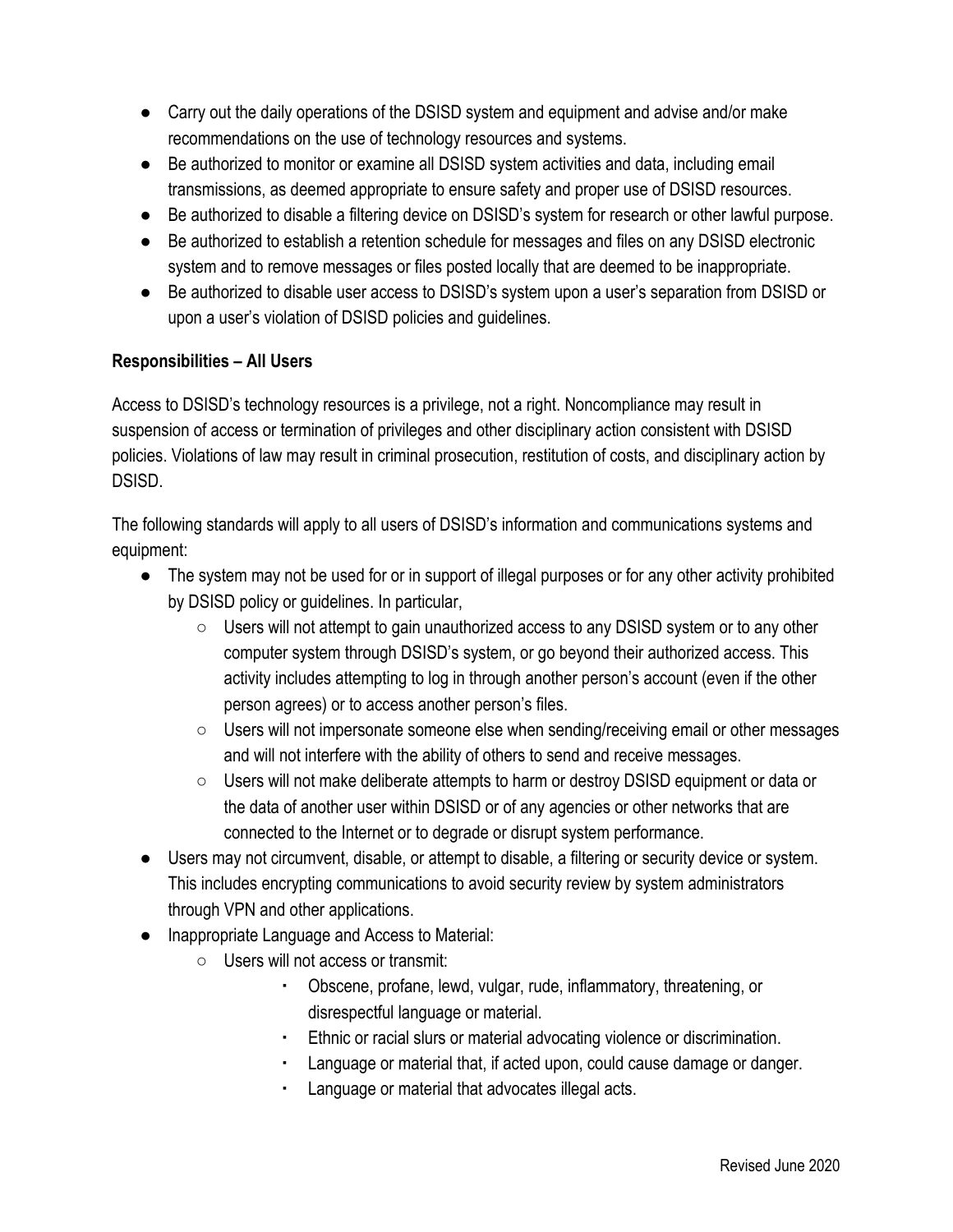- Carry out the daily operations of the DSISD system and equipment and advise and/or make recommendations on the use of technology resources and systems.
- Be authorized to monitor or examine all DSISD system activities and data, including email transmissions, as deemed appropriate to ensure safety and proper use of DSISD resources.
- Be authorized to disable a filtering device on DSISD's system for research or other lawful purpose.
- Be authorized to establish a retention schedule for messages and files on any DSISD electronic system and to remove messages or files posted locally that are deemed to be inappropriate.
- Be authorized to disable user access to DSISD's system upon a user's separation from DSISD or upon a user's violation of DSISD policies and guidelines.

**Responsibilities – All Users**

Access to DSISD's technology resources is a privilege, not a right. Noncompliance may result in suspension of access or termination of privileges and other disciplinary action consistent with DSISD policies. Violations of law may result in criminal prosecution, restitution of costs, and disciplinary action by DSISD.

The following standards will apply to all users of DSISD's information and communications systems and equipment:

- The system may not be used for or in support of illegal purposes or for any other activity prohibited by DSISD policy or guidelines. In particular,
  - Users will not attempt to gain unauthorized access to any DSISD system or to any other computer system through DSISD's system, or go beyond their authorized access. This activity includes attempting to log in through another person's account (even if the other person agrees) or to access another person's files.
  - Users will not impersonate someone else when sending/receiving email or other messages and will not interfere with the ability of others to send and receive messages.
  - Users will not make deliberate attempts to harm or destroy DSISD equipment or data or the data of another user within DSISD or of any agencies or other networks that are connected to the Internet or to degrade or disrupt system performance.
- Users may not circumvent, disable, or attempt to disable, a filtering or security device or system. This includes encrypting communications to avoid security review by system administrators through VPN and other applications.
- Inappropriate Language and Access to Material:
  - Users will not access or transmit:
    - Obscene, profane, lewd, vulgar, rude, inflammatory, threatening, or disrespectful language or material.
    - Ethnic or racial slurs or material advocating violence or discrimination.
    - Language or material that, if acted upon, could cause damage or danger.
    - Language or material that advocates illegal acts.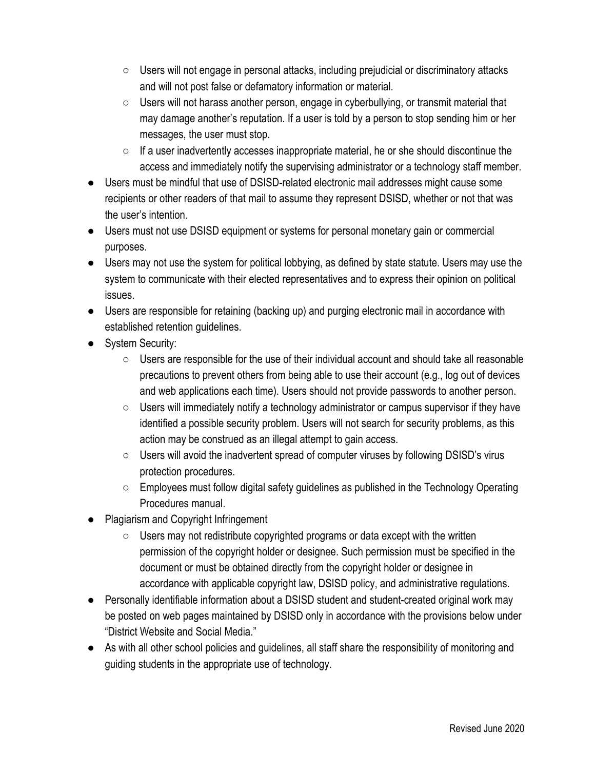- Users will not engage in personal attacks, including prejudicial or discriminatory attacks and will not post false or defamatory information or material.
  - Users will not harass another person, engage in cyberbullying, or transmit material that may damage another's reputation. If a user is told by a person to stop sending him or her messages, the user must stop.
  - If a user inadvertently accesses inappropriate material, he or she should discontinue the access and immediately notify the supervising administrator or a technology staff member.
- Users must be mindful that use of DSISD-related electronic mail addresses might cause some recipients or other readers of that mail to assume they represent DSISD, whether or not that was the user's intention.
- Users must not use DSISD equipment or systems for personal monetary gain or commercial purposes.
- Users may not use the system for political lobbying, as defined by state statute. Users may use the system to communicate with their elected representatives and to express their opinion on political issues.
- Users are responsible for retaining (backing up) and purging electronic mail in accordance with established retention guidelines.
- System Security:
  - Users are responsible for the use of their individual account and should take all reasonable precautions to prevent others from being able to use their account (e.g., log out of devices and web applications each time). Users should not provide passwords to another person.
  - Users will immediately notify a technology administrator or campus supervisor if they have identified a possible security problem. Users will not search for security problems, as this action may be construed as an illegal attempt to gain access.
  - Users will avoid the inadvertent spread of computer viruses by following DSISD's virus protection procedures.
  - Employees must follow digital safety guidelines as published in the Technology Operating Procedures manual.
- Plagiarism and Copyright Infringement
  - Users may not redistribute copyrighted programs or data except with the written permission of the copyright holder or designee. Such permission must be specified in the document or must be obtained directly from the copyright holder or designee in accordance with applicable copyright law, DSISD policy, and administrative regulations.
- Personally identifiable information about a DSISD student and student-created original work may be posted on web pages maintained by DSISD only in accordance with the provisions below under "District Website and Social Media."
- As with all other school policies and guidelines, all staff share the responsibility of monitoring and guiding students in the appropriate use of technology.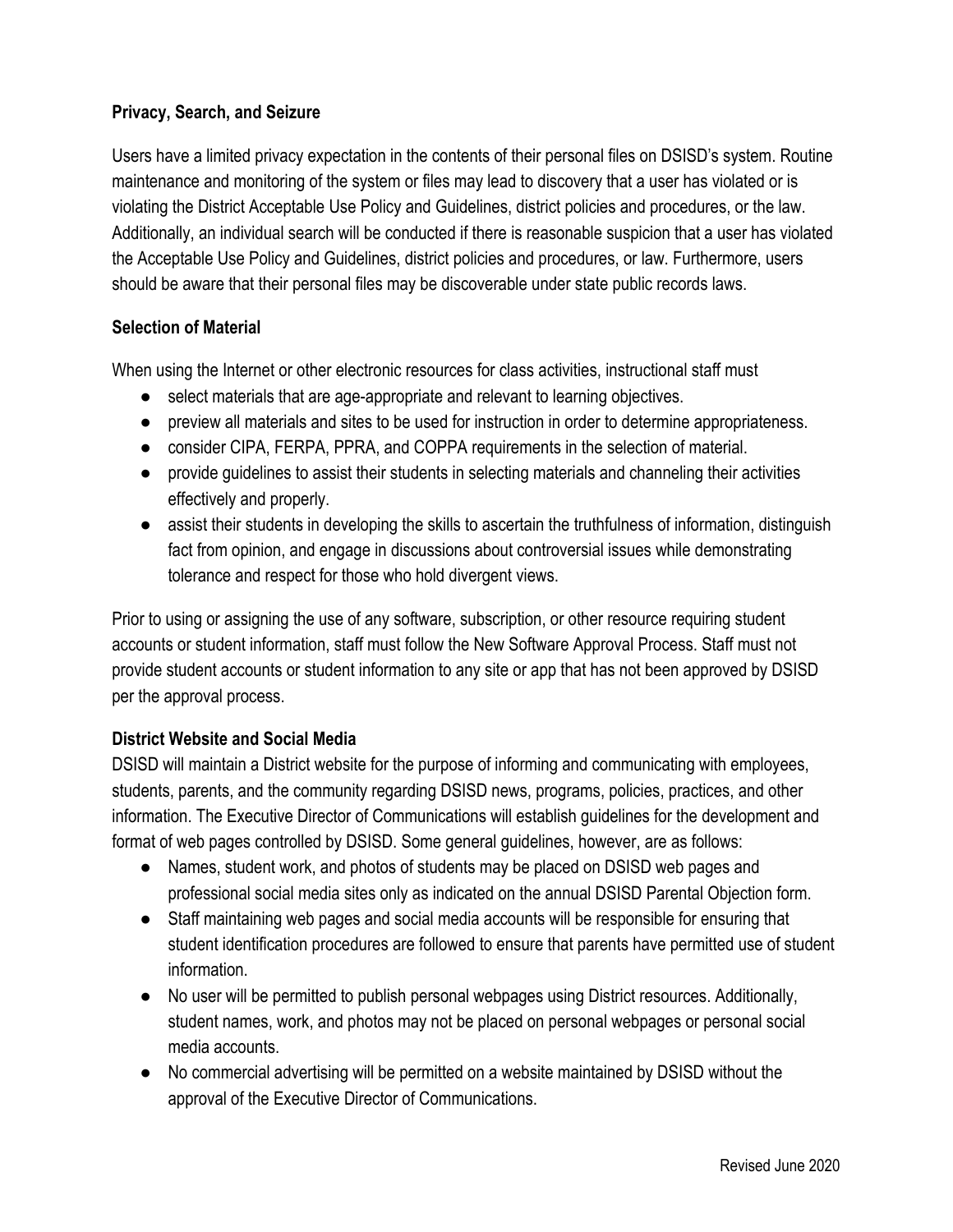**Privacy, Search, and Seizure**

Users have a limited privacy expectation in the contents of their personal files on DSISD's system. Routine maintenance and monitoring of the system or files may lead to discovery that a user has violated or is violating the District Acceptable Use Policy and Guidelines, district policies and procedures, or the law. Additionally, an individual search will be conducted if there is reasonable suspicion that a user has violated the Acceptable Use Policy and Guidelines, district policies and procedures, or law. Furthermore, users should be aware that their personal files may be discoverable under state public records laws.

**Selection of Material**

When using the Internet or other electronic resources for class activities, instructional staff must

- select materials that are age-appropriate and relevant to learning objectives.
- preview all materials and sites to be used for instruction in order to determine appropriateness.
- consider CIPA, FERPA, PPRA, and COPPA requirements in the selection of material.
- provide guidelines to assist their students in selecting materials and channeling their activities effectively and properly.
- assist their students in developing the skills to ascertain the truthfulness of information, distinguish fact from opinion, and engage in discussions about controversial issues while demonstrating tolerance and respect for those who hold divergent views.

Prior to using or assigning the use of any software, subscription, or other resource requiring student accounts or student information, staff must follow the New Software Approval Process. Staff must not provide student accounts or student information to any site or app that has not been approved by DSISD per the approval process.

**District Website and Social Media**

DSISD will maintain a District website for the purpose of informing and communicating with employees, students, parents, and the community regarding DSISD news, programs, policies, practices, and other information. The Executive Director of Communications will establish guidelines for the development and format of web pages controlled by DSISD. Some general guidelines, however, are as follows:

- Names, student work, and photos of students may be placed on DSISD web pages and professional social media sites only as indicated on the annual DSISD Parental Objection form.
- Staff maintaining web pages and social media accounts will be responsible for ensuring that student identification procedures are followed to ensure that parents have permitted use of student information.
- No user will be permitted to publish personal webpages using District resources. Additionally, student names, work, and photos may not be placed on personal webpages or personal social media accounts.
- No commercial advertising will be permitted on a website maintained by DSISD without the approval of the Executive Director of Communications.

Revised June 2020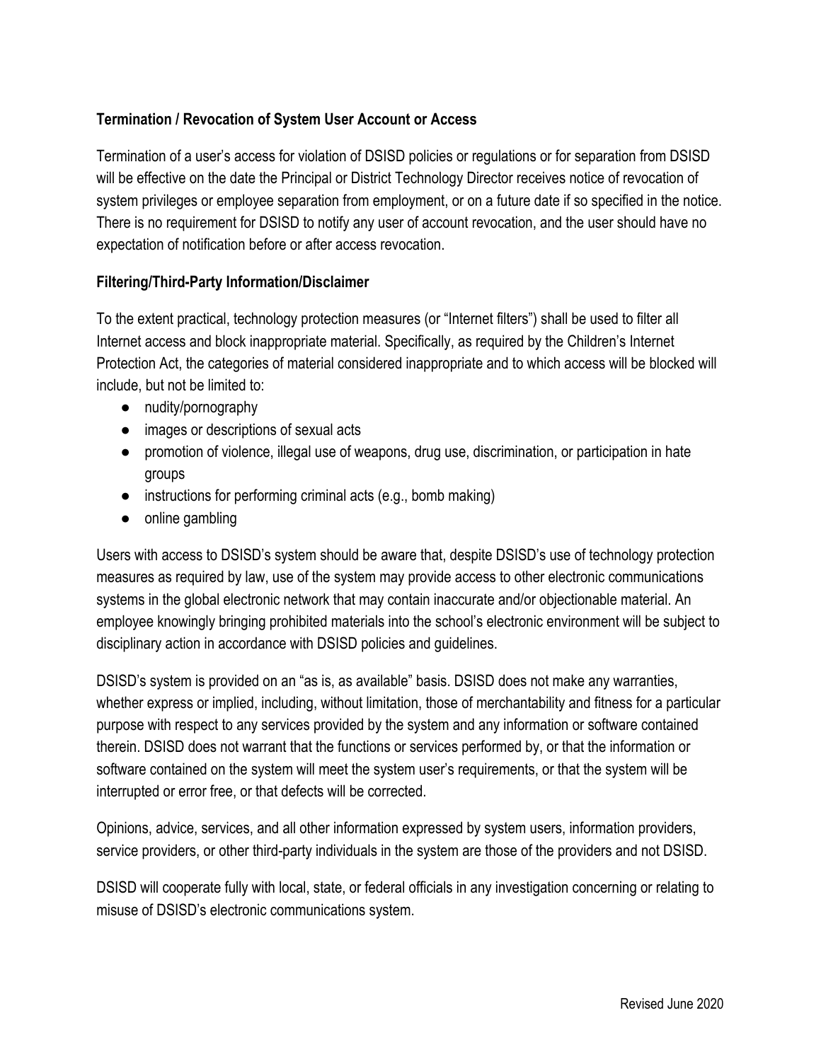**Termination / Revocation of System User Account or Access**

Termination of a user's access for violation of DSISD policies or regulations or for separation from DSISD will be effective on the date the Principal or District Technology Director receives notice of revocation of system privileges or employee separation from employment, or on a future date if so specified in the notice. There is no requirement for DSISD to notify any user of account revocation, and the user should have no expectation of notification before or after access revocation.

**Filtering/Third-Party Information/Disclaimer**

To the extent practical, technology protection measures (or "Internet filters") shall be used to filter all Internet access and block inappropriate material. Specifically, as required by the Children's Internet Protection Act, the categories of material considered inappropriate and to which access will be blocked will include, but not be limited to:

- nudity/pornography
- images or descriptions of sexual acts
- promotion of violence, illegal use of weapons, drug use, discrimination, or participation in hate groups
- instructions for performing criminal acts (e.g., bomb making)
- online gambling

Users with access to DSISD's system should be aware that, despite DSISD's use of technology protection measures as required by law, use of the system may provide access to other electronic communications systems in the global electronic network that may contain inaccurate and/or objectionable material. An employee knowingly bringing prohibited materials into the school's electronic environment will be subject to disciplinary action in accordance with DSISD policies and guidelines.

DSISD's system is provided on an "as is, as available" basis. DSISD does not make any warranties, whether express or implied, including, without limitation, those of merchantability and fitness for a particular purpose with respect to any services provided by the system and any information or software contained therein. DSISD does not warrant that the functions or services performed by, or that the information or software contained on the system will meet the system user's requirements, or that the system will be interrupted or error free, or that defects will be corrected.

Opinions, advice, services, and all other information expressed by system users, information providers, service providers, or other third-party individuals in the system are those of the providers and not DSISD.

DSISD will cooperate fully with local, state, or federal officials in any investigation concerning or relating to misuse of DSISD's electronic communications system.

Revised June 2020